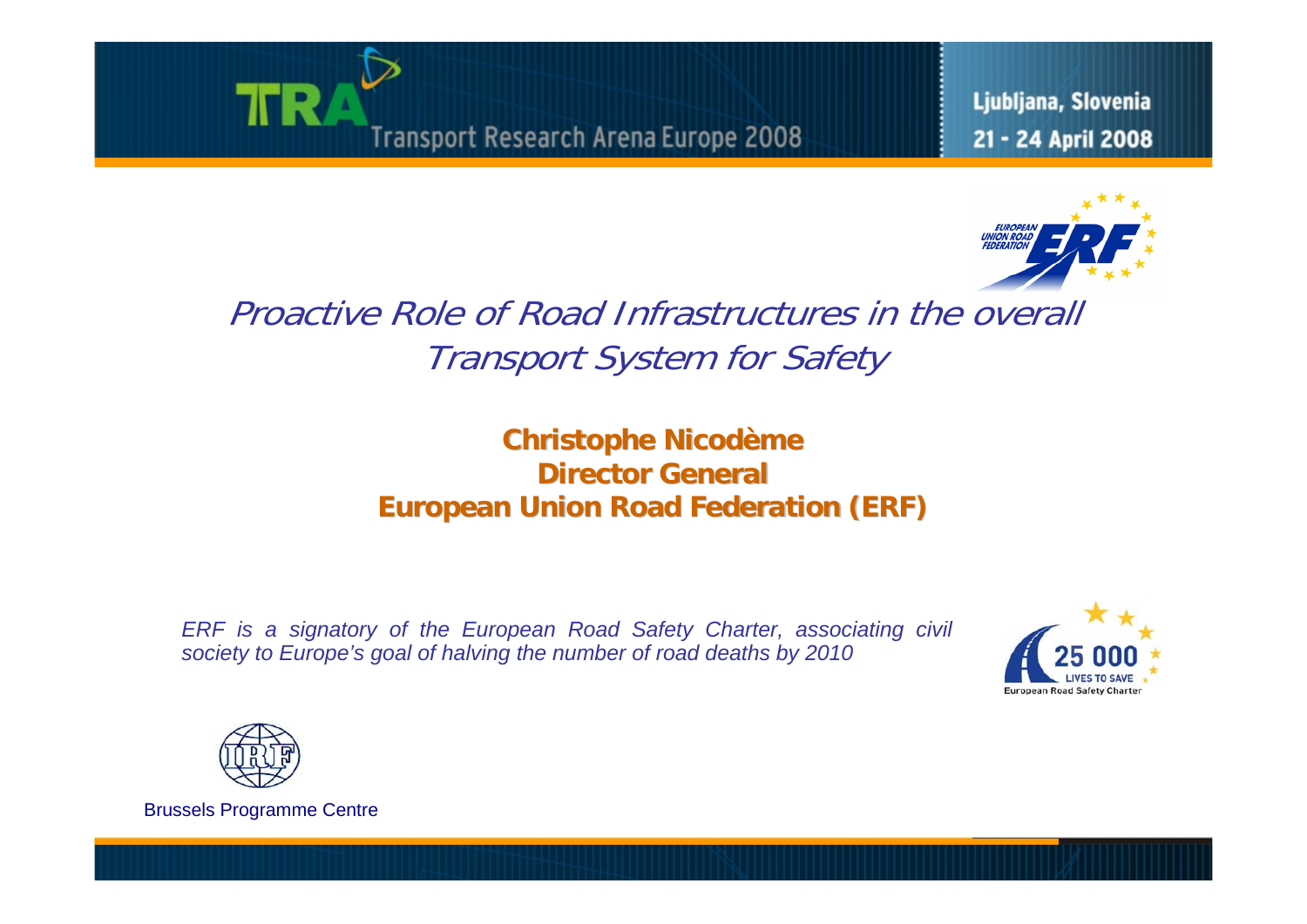Transport Research Arena Europe 2008

Ljubljana, Slovenia
21 - 24 April 2008

# *Proactive Role of Road Infrastructures in the overall Transport System for Safety*

**Christophe Nicodème**
**Director General**
**European Union Road Federation (ERF)**

*ERF is a signatory of the European Road Safety Charter, associating civil society to Europe's goal of halving the number of road deaths by 2010*

25 000 LIVES TO SAVE
European Road Safety Charter

Brussels Programme Centre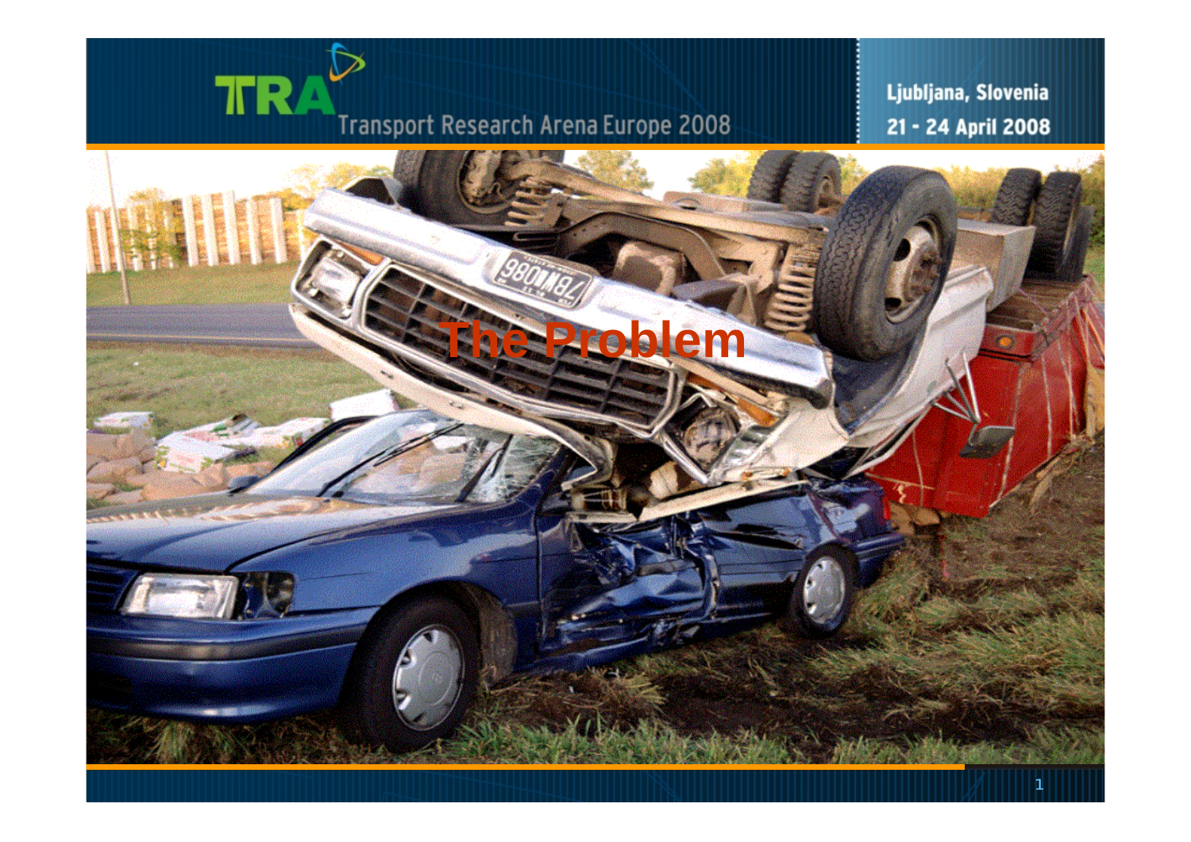# The Problem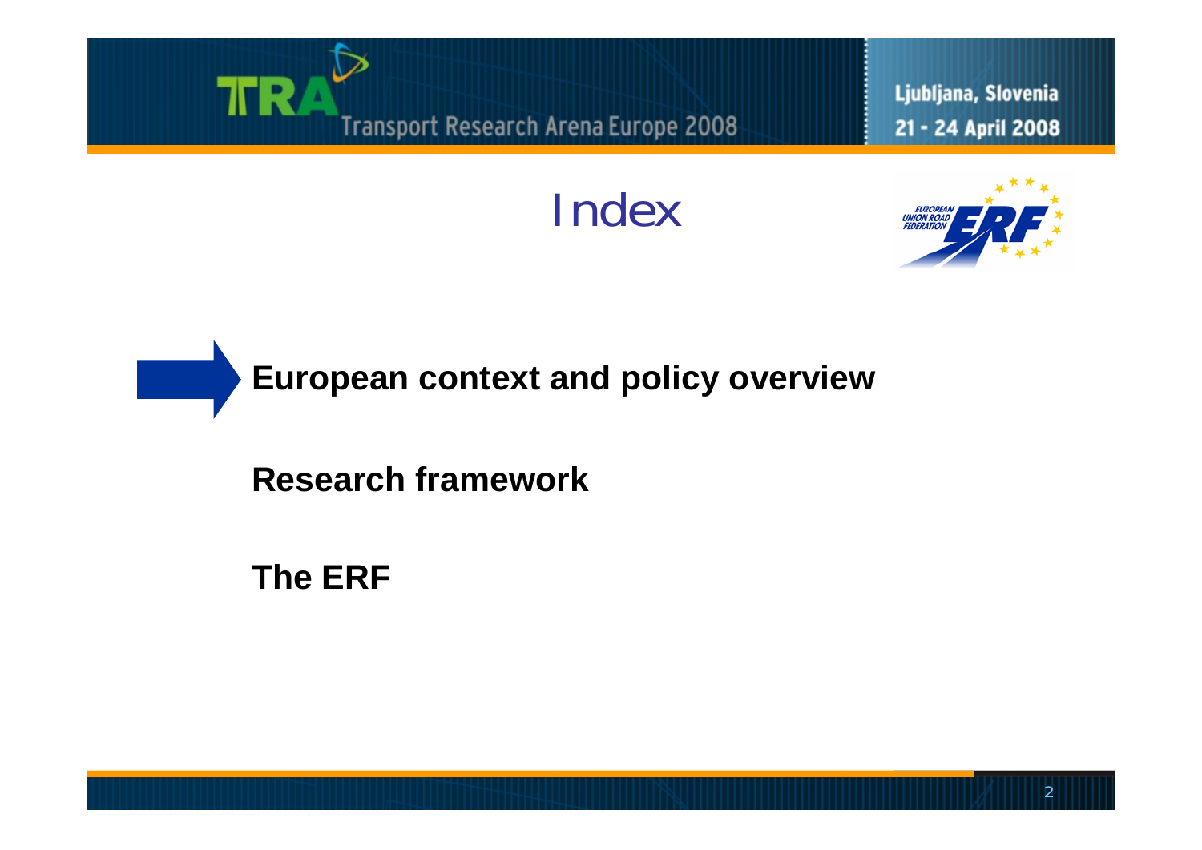# Index

**European context and policy overview**

**Research framework**

**The ERF**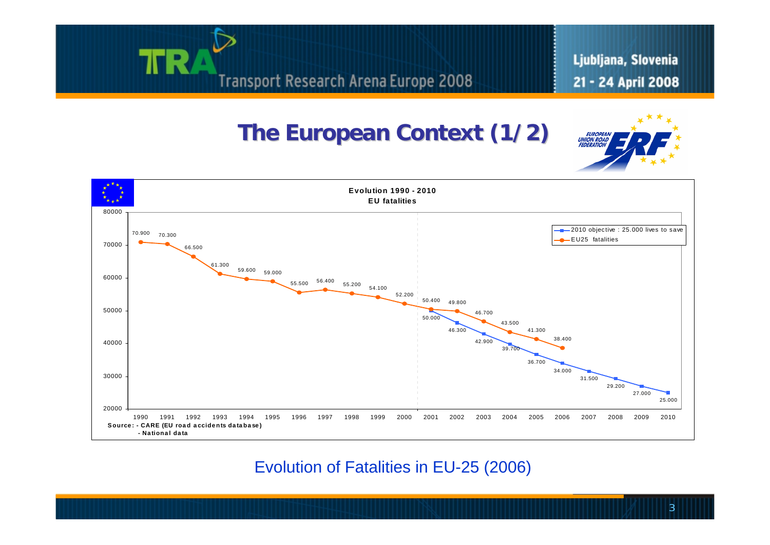# The European Context (1/2)

Evolution 1990 - 2010
EU fatalities

80000
70000
60000
50000
40000
30000
20000

1990 1991 1992 1993 1994 1995 1996 1997 1998 1999 2000 2001 2002 2003 2004 2005 2006 2007 2008 2009 2010

2010 objective : 25.000 lives to save
EU25 fatalities

70.900 70.300 66.500 61.300 59.600 59.000 55.500 56.400 55.200 54.100 52.200 50.400 49.800 46.700 43.500 41.300 38.400

50.000 46.300 42.900 39.700 36.700 34.000 31.500 29.200 27.000 25.000

Source: - CARE (EU road accidents database)
- National data

Evolution of Fatalities in EU-25 (2006)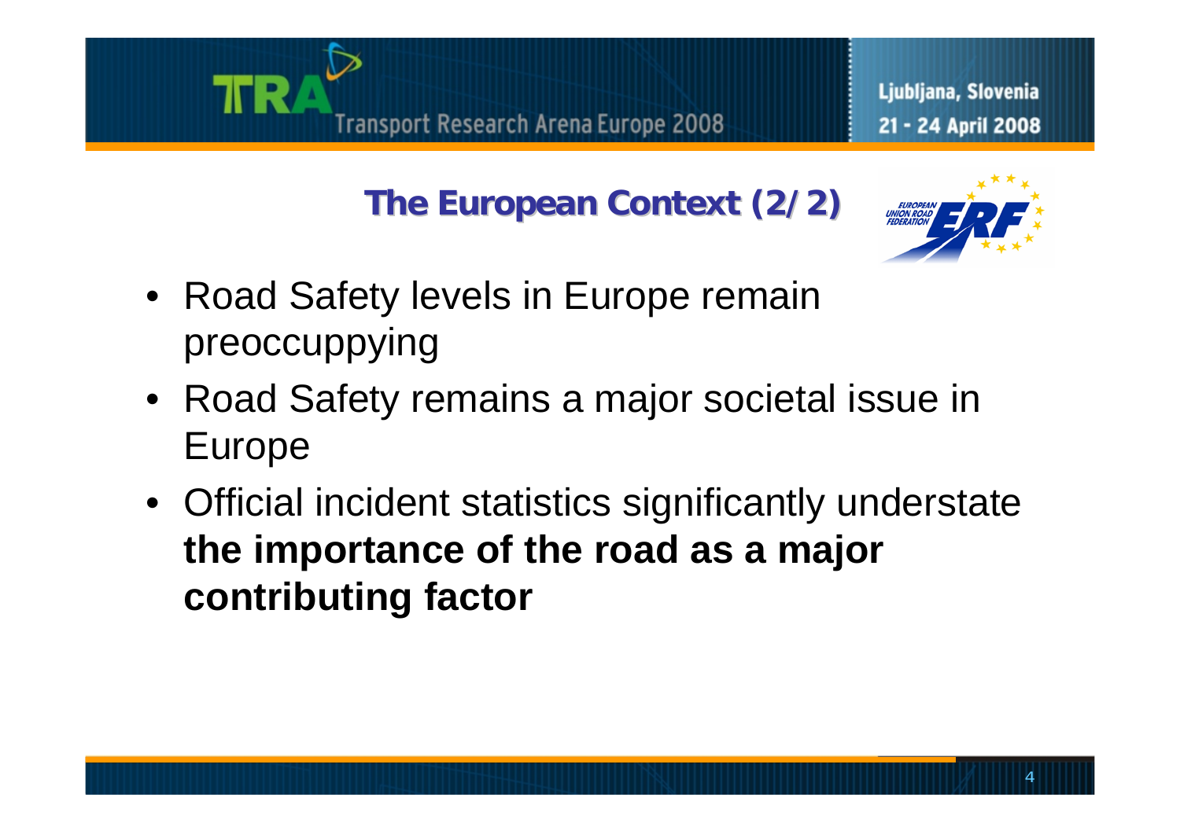## The European Context (2/2)

- Road Safety levels in Europe remain preoccuppying
- Road Safety remains a major societal issue in Europe
- Official incident statistics significantly understate **the importance of the road as a major contributing factor**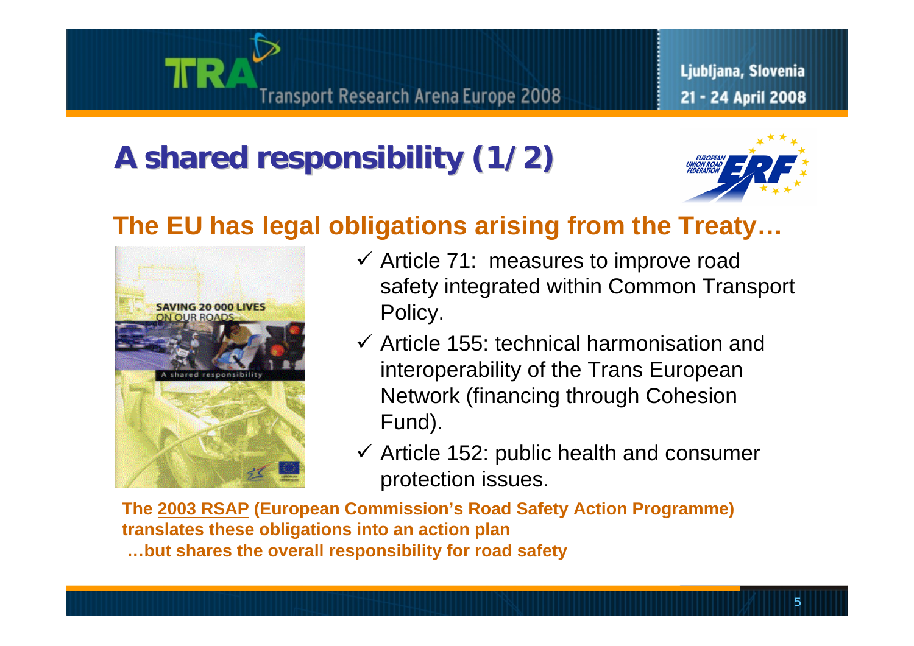# A shared responsibility (1/2)

## The EU has legal obligations arising from the Treaty…

- ✓ Article 71: measures to improve road safety integrated within Common Transport Policy.
- ✓ Article 155: technical harmonisation and interoperability of the Trans European Network (financing through Cohesion Fund).
- ✓ Article 152: public health and consumer protection issues.

**The 2003 RSAP (European Commission's Road Safety Action Programme) translates these obligations into an action plan**
**…but shares the overall responsibility for road safety**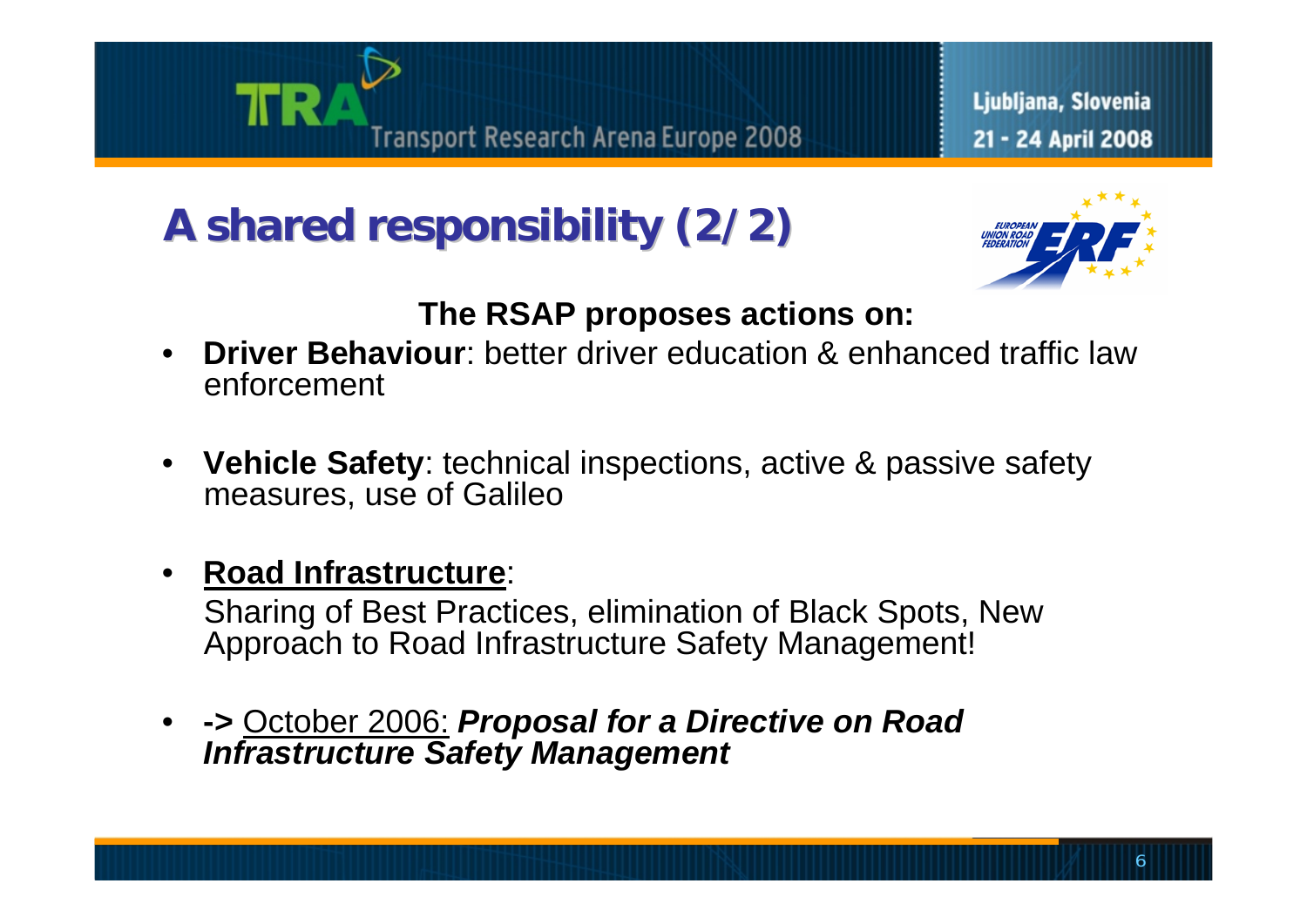# A shared responsibility (2/2)

**The RSAP proposes actions on:**

- **Driver Behaviour**: better driver education & enhanced traffic law enforcement
- **Vehicle Safety**: technical inspections, active & passive safety measures, use of Galileo
- **Road Infrastructure**:
  Sharing of Best Practices, elimination of Black Spots, New Approach to Road Infrastructure Safety Management!
- **->** October 2006: ***Proposal for a Directive on Road Infrastructure Safety Management***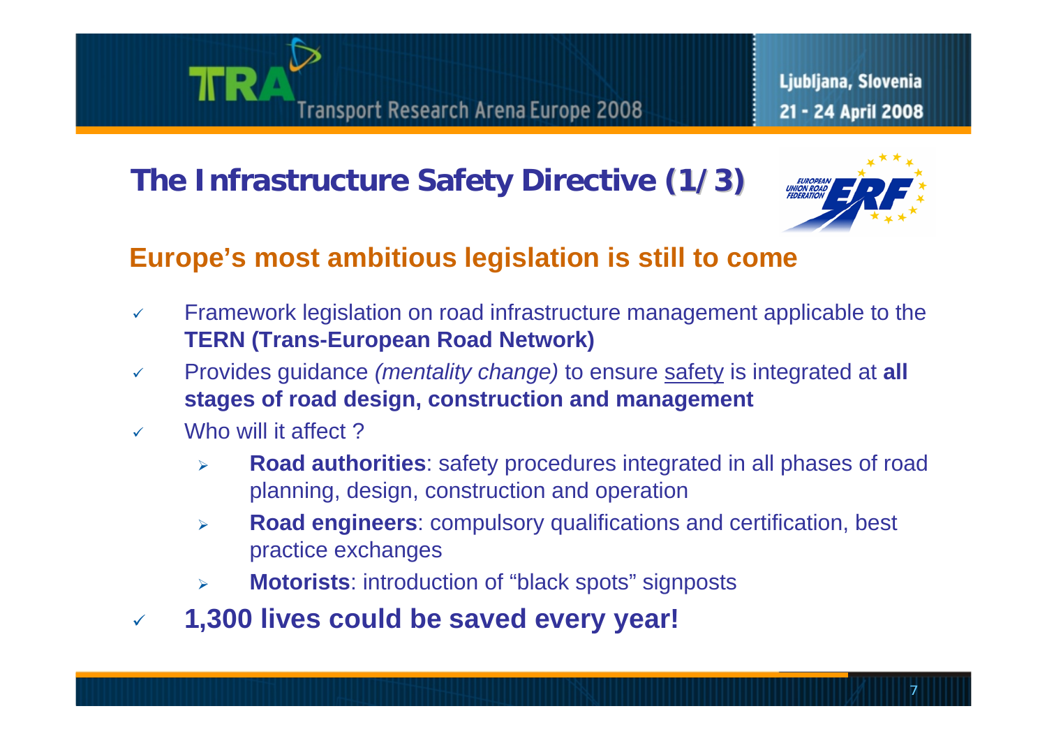## The Infrastructure Safety Directive (1/3)

### Europe's most ambitious legislation is still to come

- ✓ Framework legislation on road infrastructure management applicable to the **TERN (Trans-European Road Network)**
- ✓ Provides guidance *(mentality change)* to ensure safety is integrated at **all stages of road design, construction and management**
- ✓ Who will it affect ?
  - **Road authorities**: safety procedures integrated in all phases of road planning, design, construction and operation
  - **Road engineers**: compulsory qualifications and certification, best practice exchanges
  - **Motorists**: introduction of "black spots" signposts
- ✓ **1,300 lives could be saved every year!**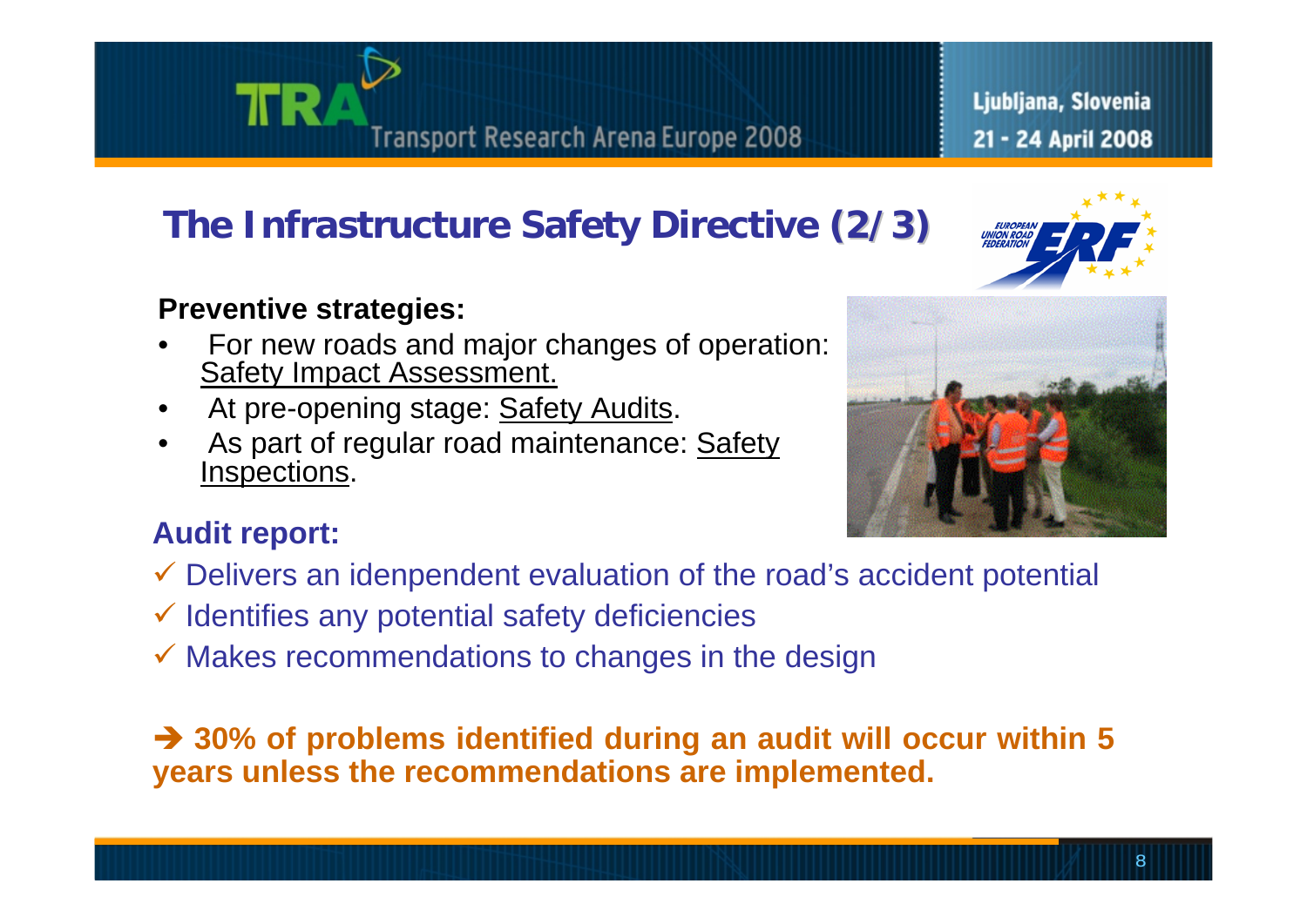# The Infrastructure Safety Directive (2/3)

**Preventive strategies:**

- For new roads and major changes of operation: Safety Impact Assessment.
- At pre-opening stage: Safety Audits.
- As part of regular road maintenance: Safety Inspections.

**Audit report:**

- ✓ Delivers an idenpendent evaluation of the road's accident potential
- ✓ Identifies any potential safety deficiencies
- ✓ Makes recommendations to changes in the design

**➔ 30% of problems identified during an audit will occur within 5 years unless the recommendations are implemented.**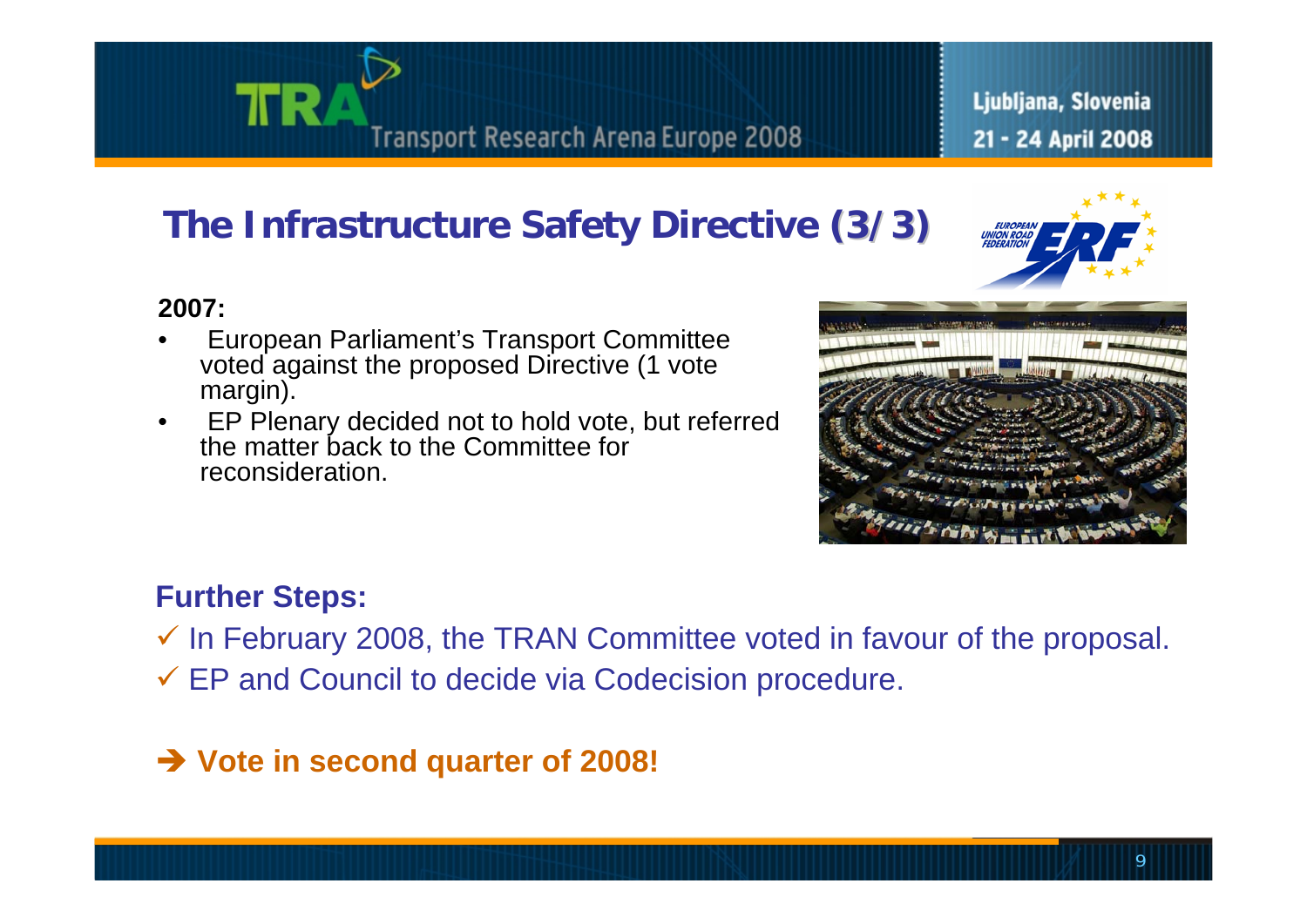## The Infrastructure Safety Directive (3/3)

**2007:**

- European Parliament's Transport Committee voted against the proposed Directive (1 vote margin).
- EP Plenary decided not to hold vote, but referred the matter back to the Committee for reconsideration.

### Further Steps:

- ✓ In February 2008, the TRAN Committee voted in favour of the proposal.
- ✓ EP and Council to decide via Codecision procedure.

**➔ Vote in second quarter of 2008!**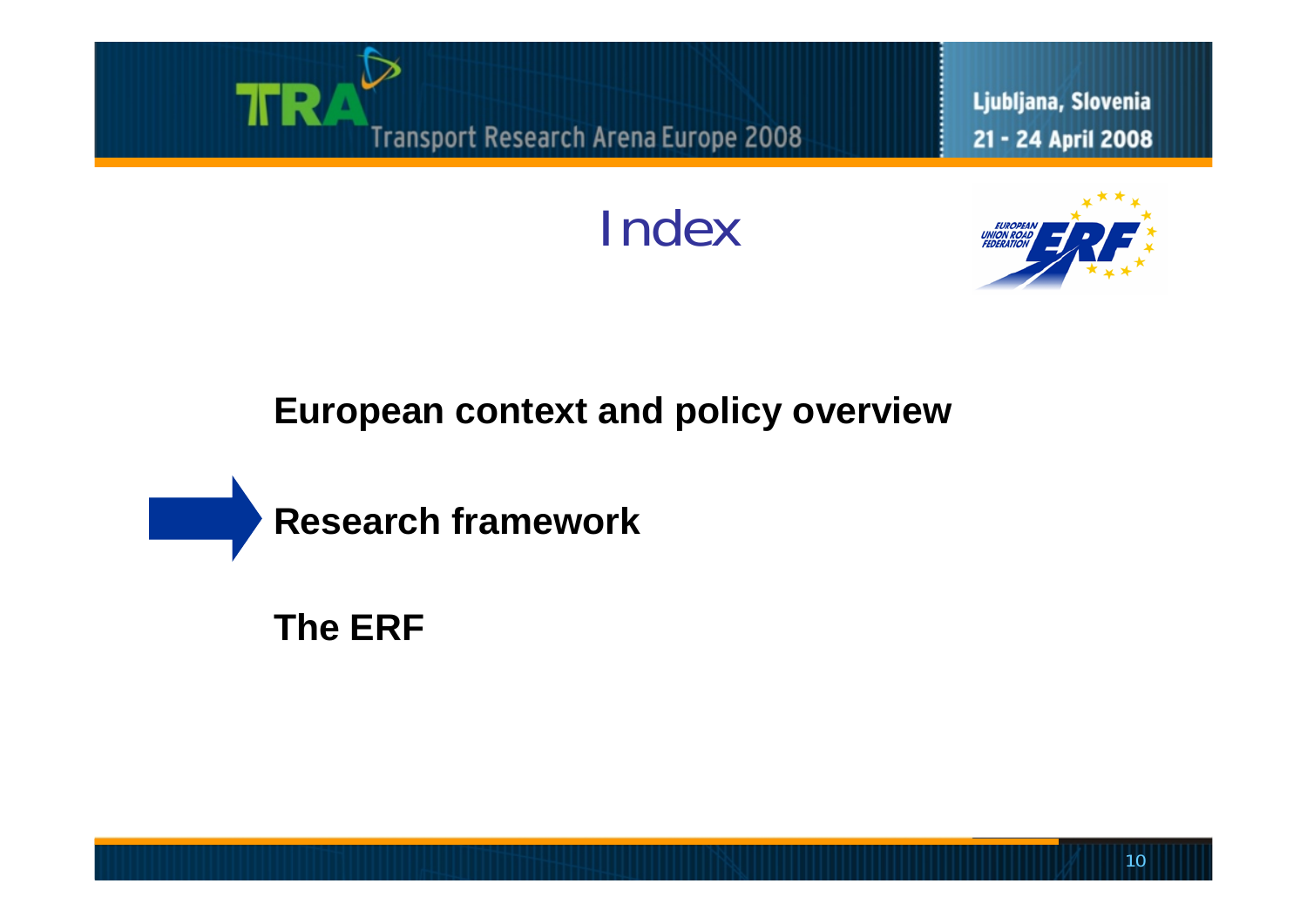# Index

**European context and policy overview**

**Research framework**

**The ERF**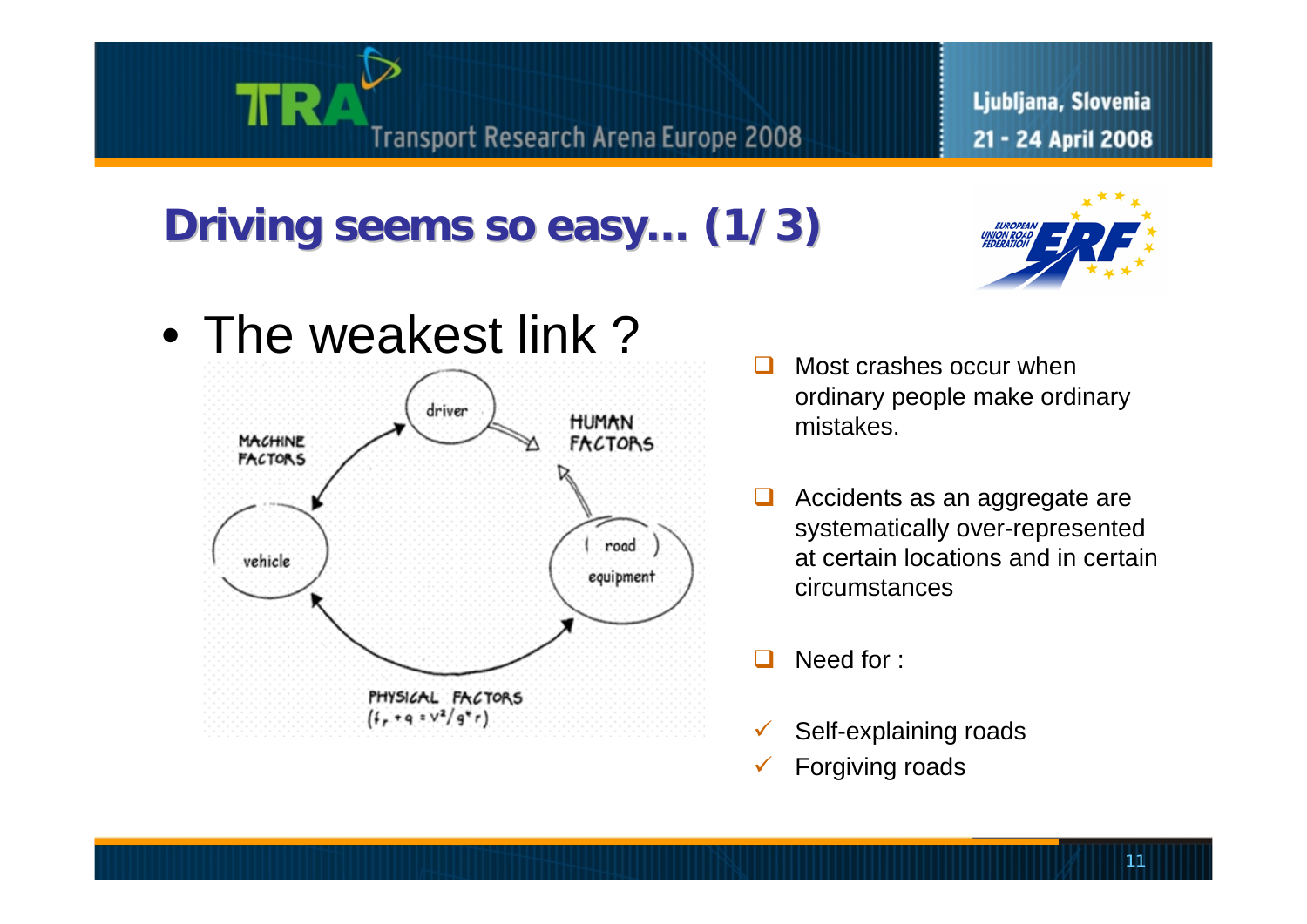# Driving seems so easy... (1/3)

- The weakest link ?

driver

HUMAN FACTORS

MACHINE FACTORS

vehicle

road

equipment

PHYSICAL FACTORS

$(f_r + q = v^2/g^* r)$

- Most crashes occur when ordinary people make ordinary mistakes.
- Accidents as an aggregate are systematically over-represented at certain locations and in certain circumstances
- Need for :
  - ✓ Self-explaining roads
  - ✓ Forgiving roads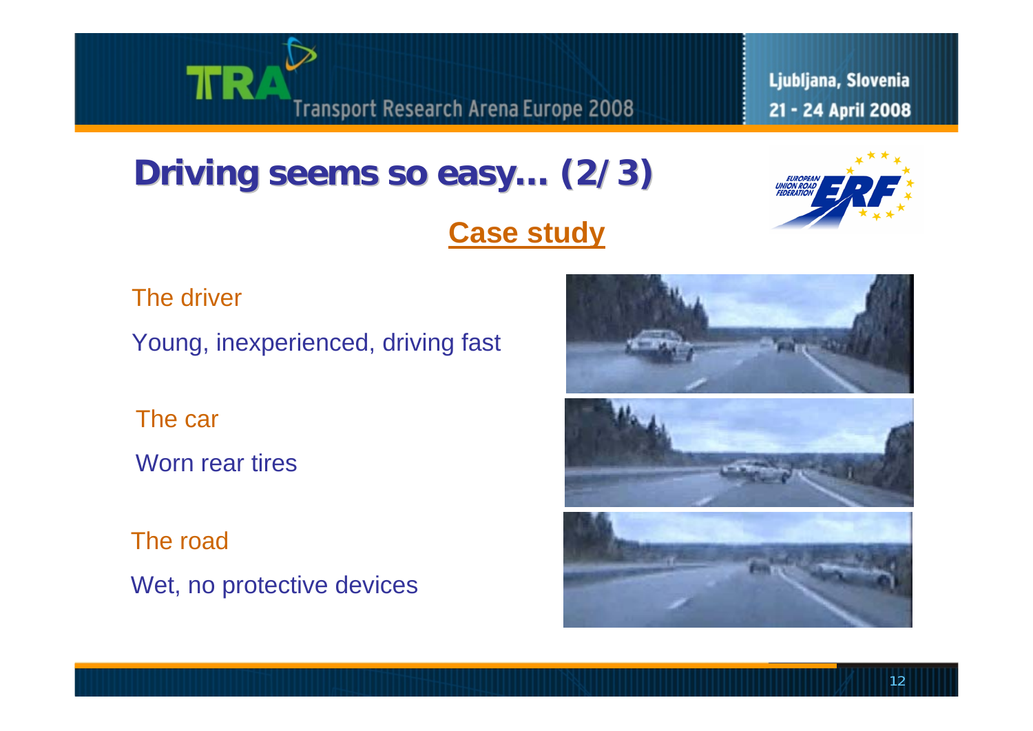# Driving seems so easy... (2/3)

## Case study

**The driver**

Young, inexperienced, driving fast

**The car**

Worn rear tires

**The road**

Wet, no protective devices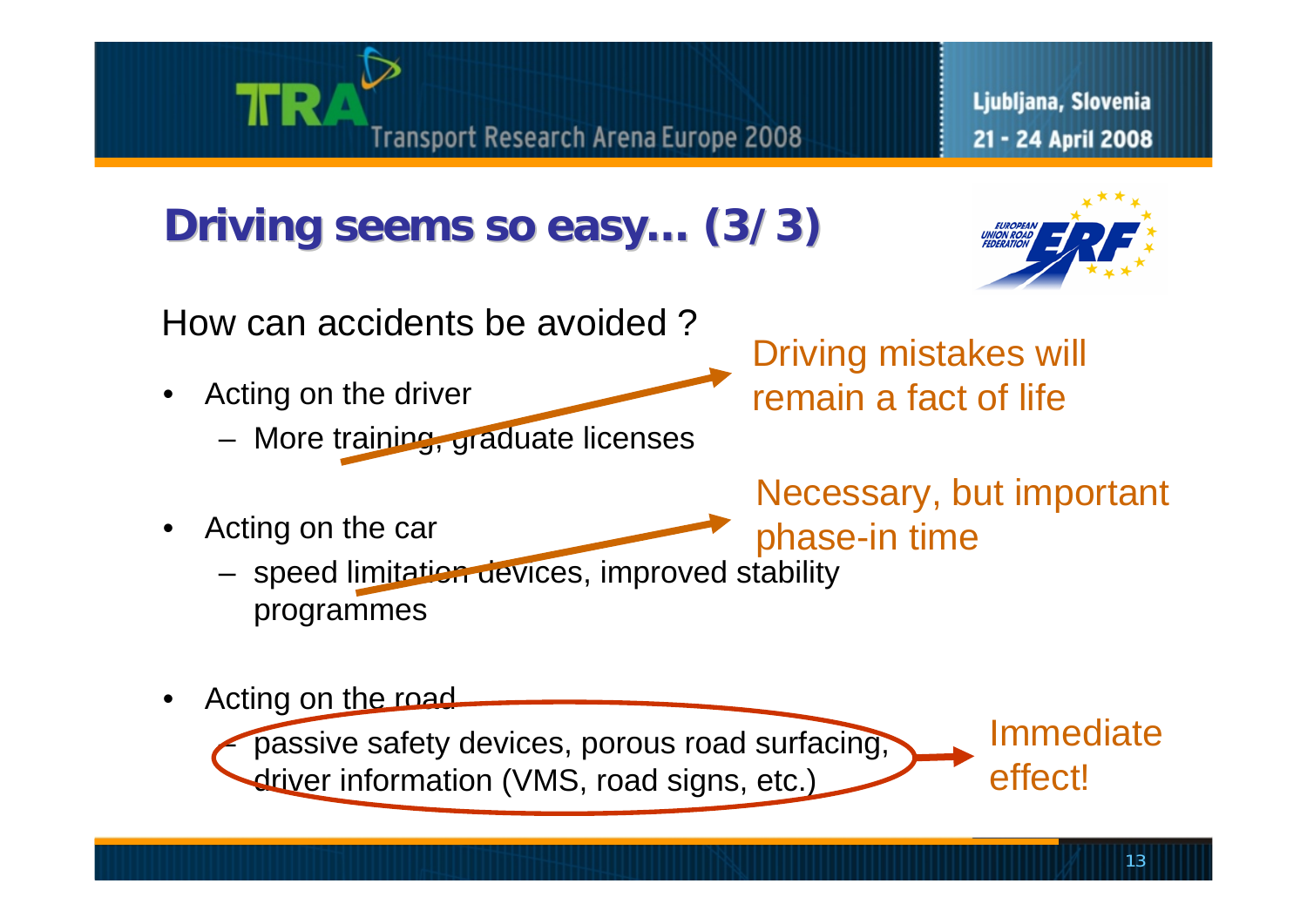# Driving seems so easy… (3/3)

How can accidents be avoided ?

- Acting on the driver
  - More training, graduate licenses

Driving mistakes will remain a fact of life

- Acting on the car
  - speed limitation devices, improved stability programmes

Necessary, but important phase-in time

- Acting on the road
  - passive safety devices, porous road surfacing, driver information (VMS, road signs, etc.)

Immediate effect!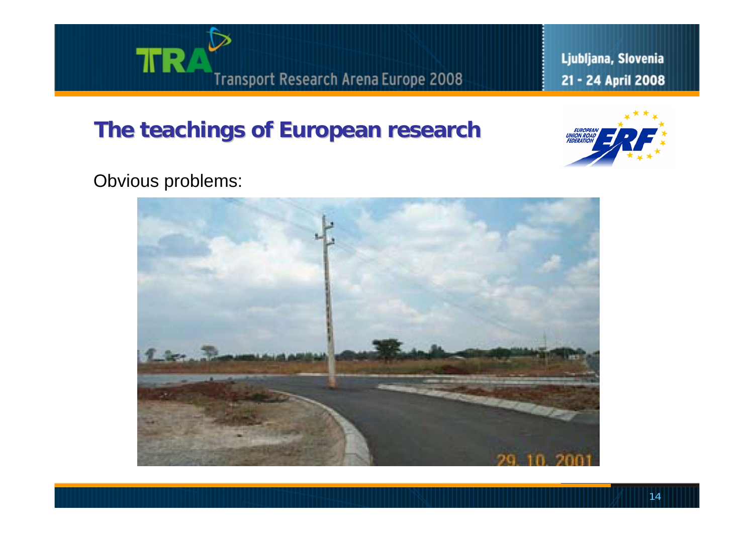## The teachings of European research

Obvious problems: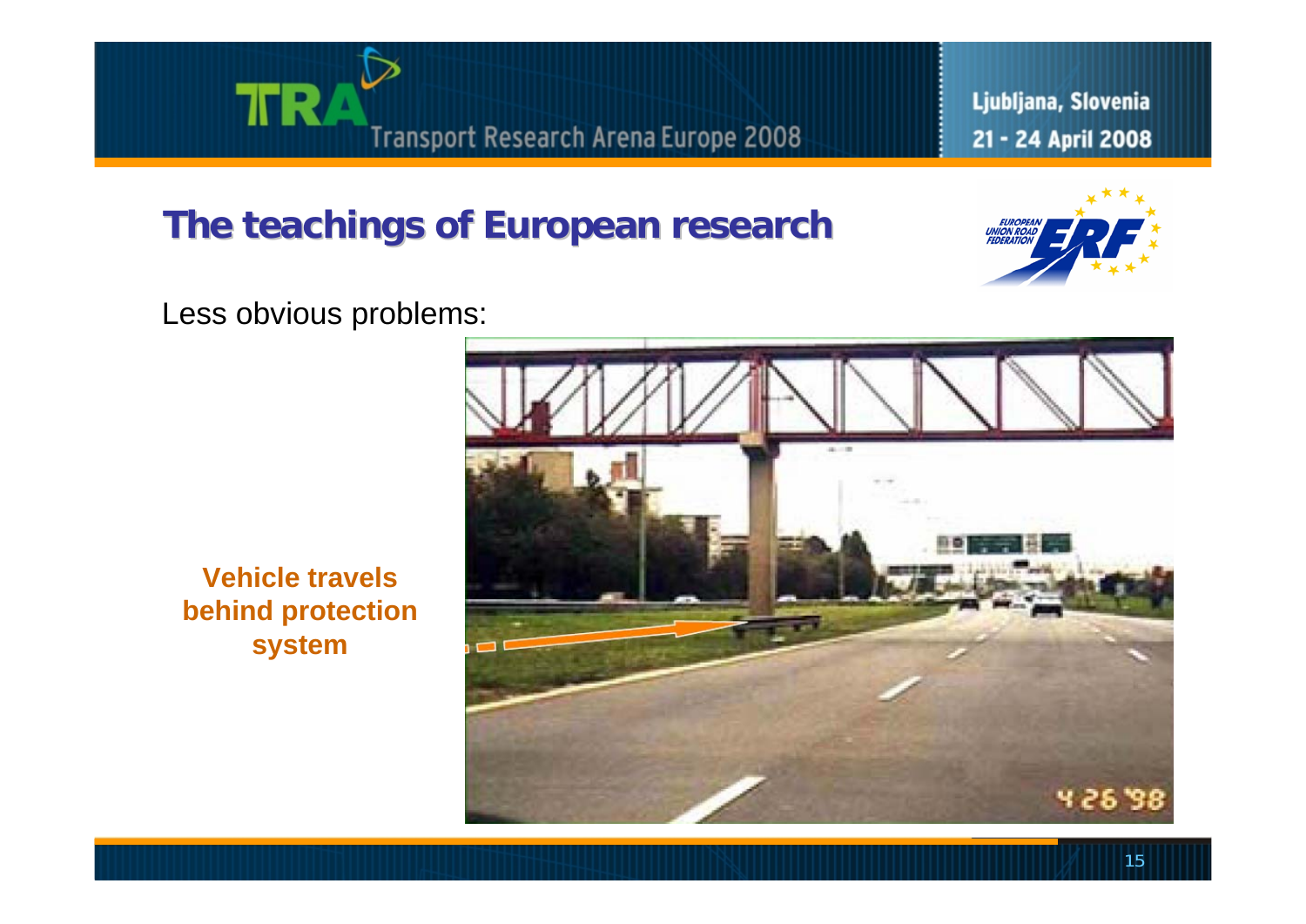## The teachings of European research

Less obvious problems:

**Vehicle travels behind protection system**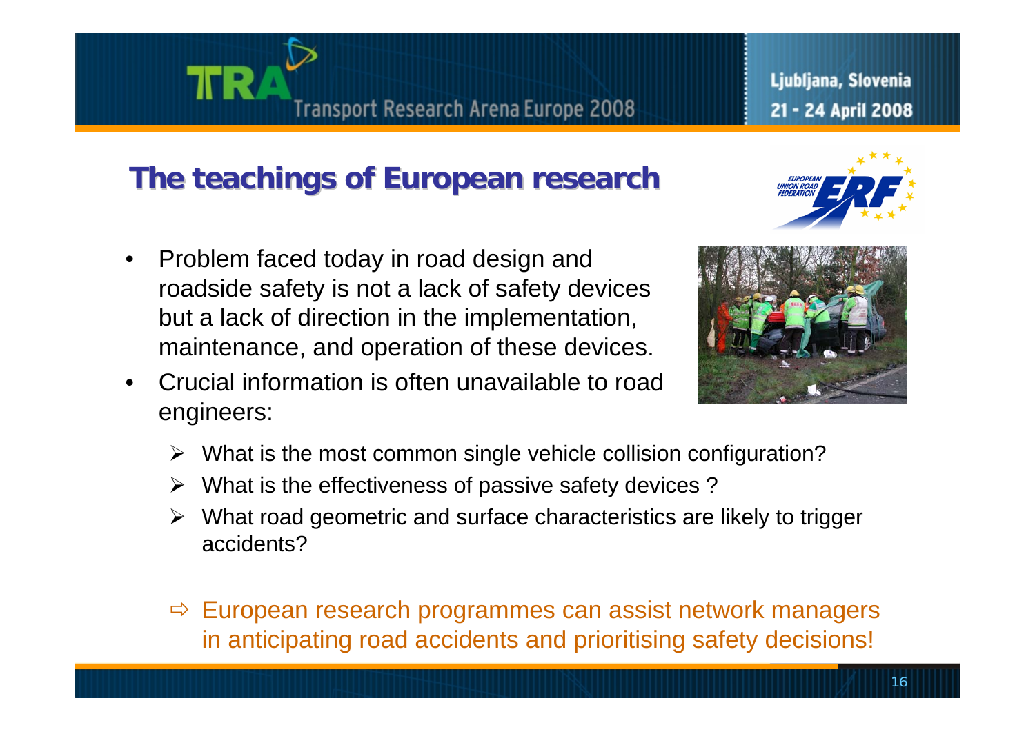## The teachings of European research

- Problem faced today in road design and roadside safety is not a lack of safety devices but a lack of direction in the implementation, maintenance, and operation of these devices.
- Crucial information is often unavailable to road engineers:
  - What is the most common single vehicle collision configuration?
  - What is the effectiveness of passive safety devices ?
  - What road geometric and surface characteristics are likely to trigger accidents?

⇨ European research programmes can assist network managers in anticipating road accidents and prioritising safety decisions!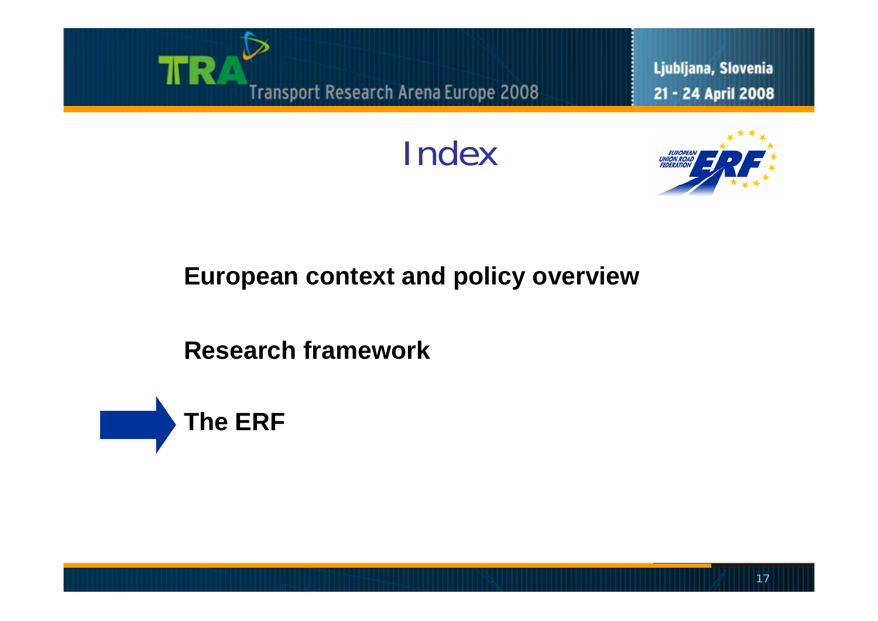# Index

**European context and policy overview**

**Research framework**

**The ERF**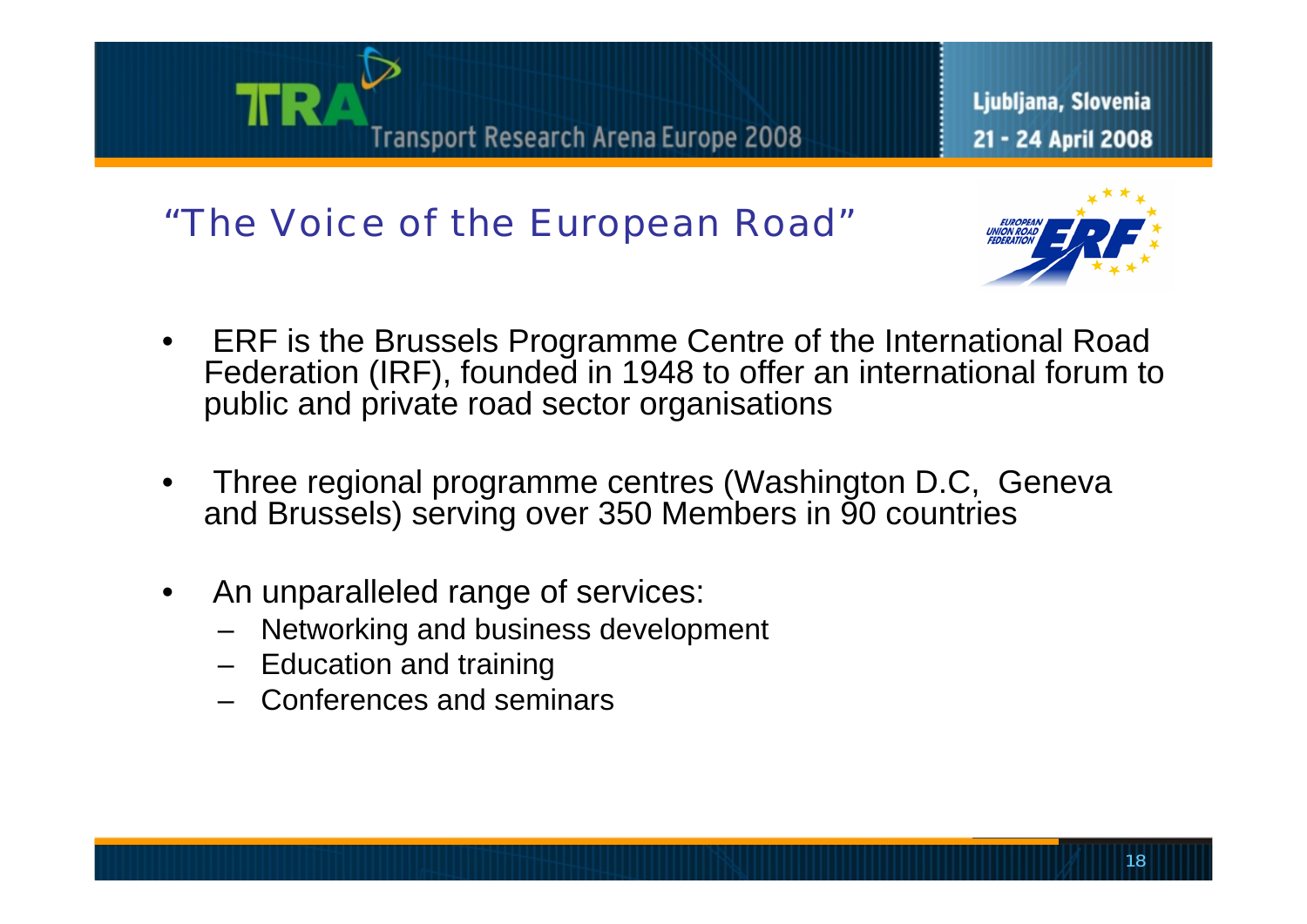# “The Voice of the European Road”

- ERF is the Brussels Programme Centre of the International Road Federation (IRF), founded in 1948 to offer an international forum to public and private road sector organisations
- Three regional programme centres (Washington D.C, Geneva and Brussels) serving over 350 Members in 90 countries
- An unparalleled range of services:
  - Networking and business development
  - Education and training
  - Conferences and seminars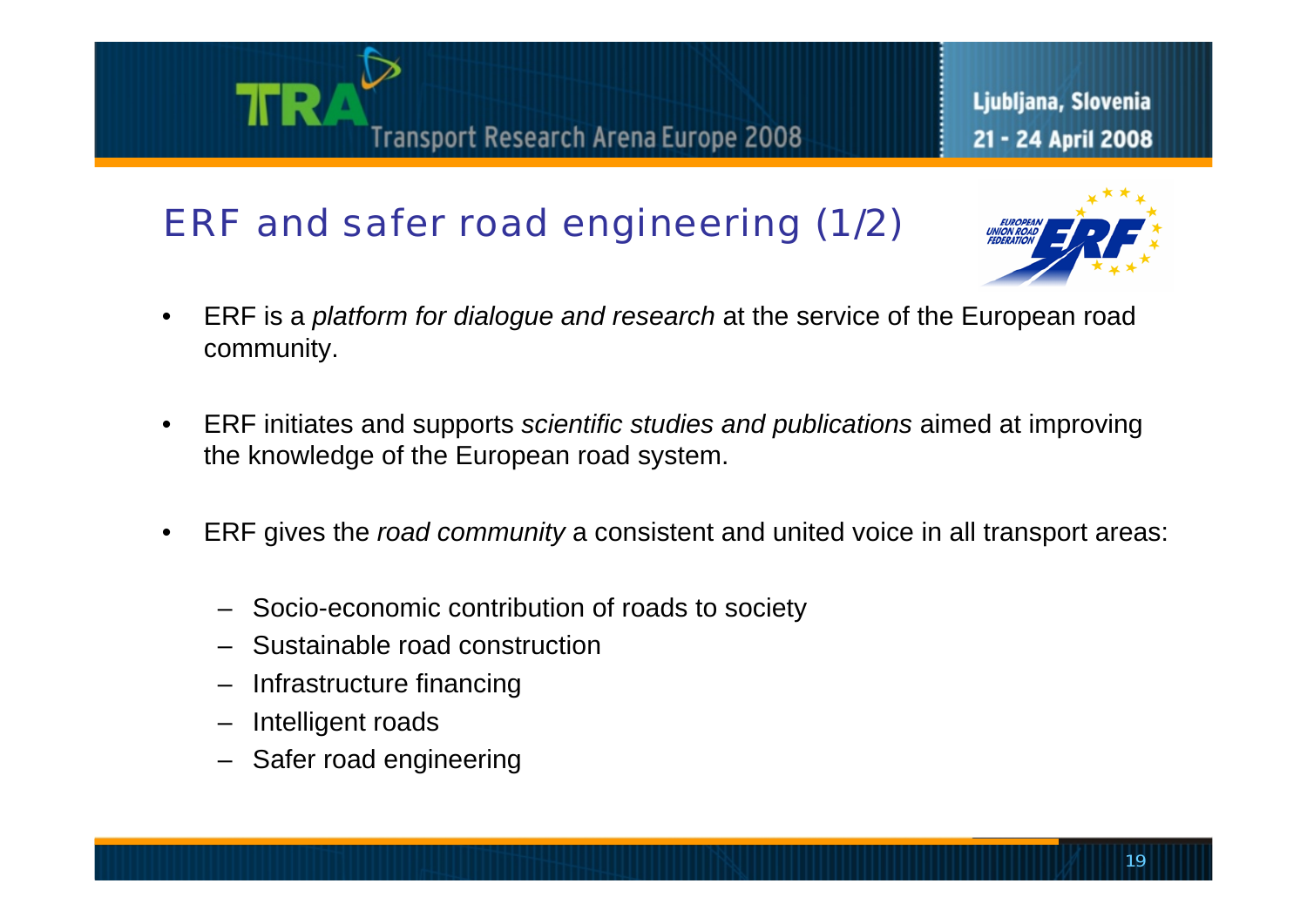# ERF and safer road engineering (1/2)

- ERF is a *platform for dialogue and research* at the service of the European road community.
- ERF initiates and supports *scientific studies and publications* aimed at improving the knowledge of the European road system.
- ERF gives the *road community* a consistent and united voice in all transport areas:
  - Socio-economic contribution of roads to society
  - Sustainable road construction
  - Infrastructure financing
  - Intelligent roads
  - Safer road engineering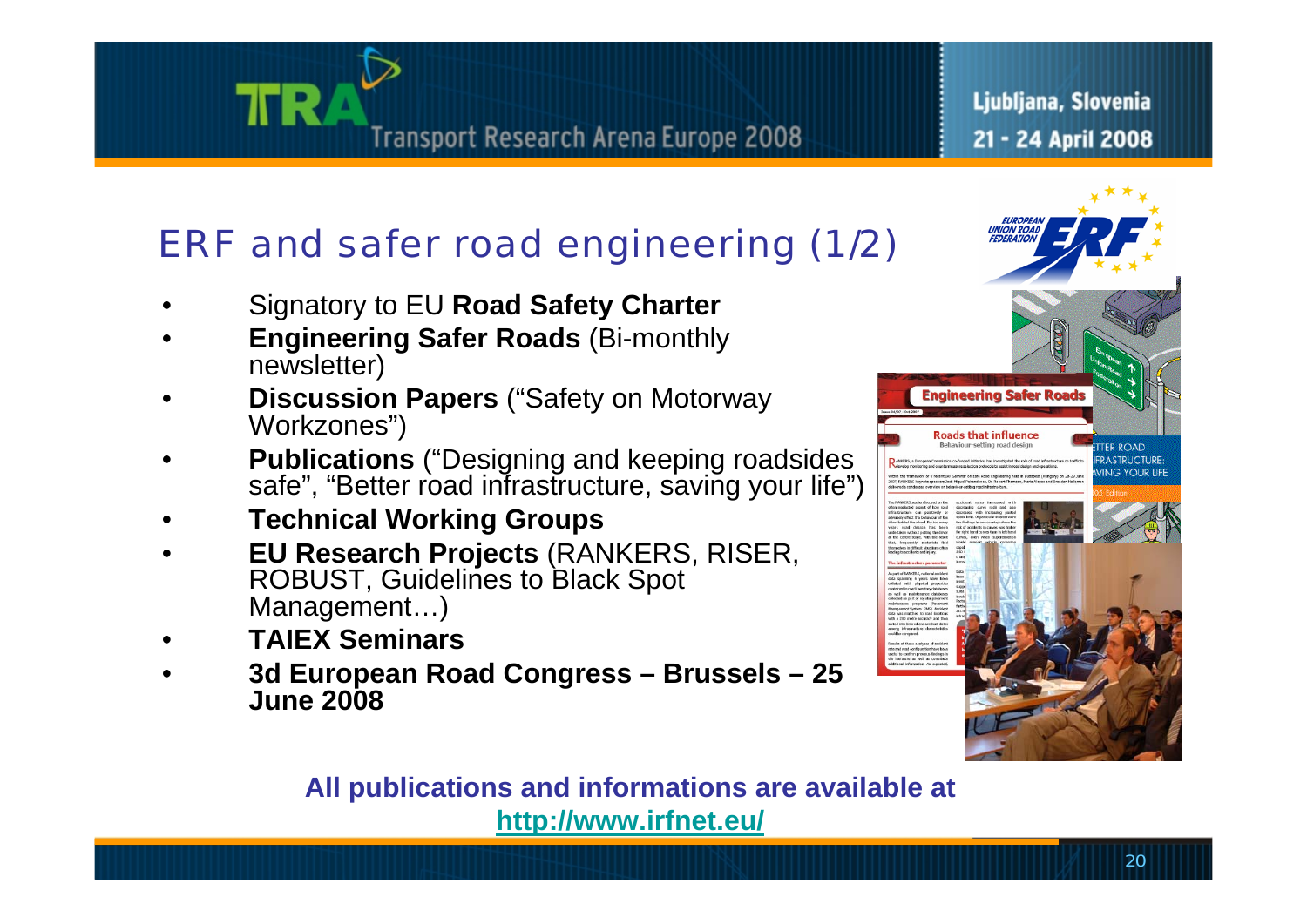# ERF and safer road engineering (1/2)

- Signatory to EU **Road Safety Charter**
- **Engineering Safer Roads** (Bi-monthly newsletter)
- **Discussion Papers** ("Safety on Motorway Workzones")
- **Publications** ("Designing and keeping roadsides safe", "Better road infrastructure, saving your life")
- **Technical Working Groups**
- **EU Research Projects** (RANKERS, RISER, ROBUST, Guidelines to Black Spot Management…)
- **TAIEX Seminars**
- **3d European Road Congress – Brussels – 25 June 2008**

**All publications and informations are available at http://www.irfnet.eu/**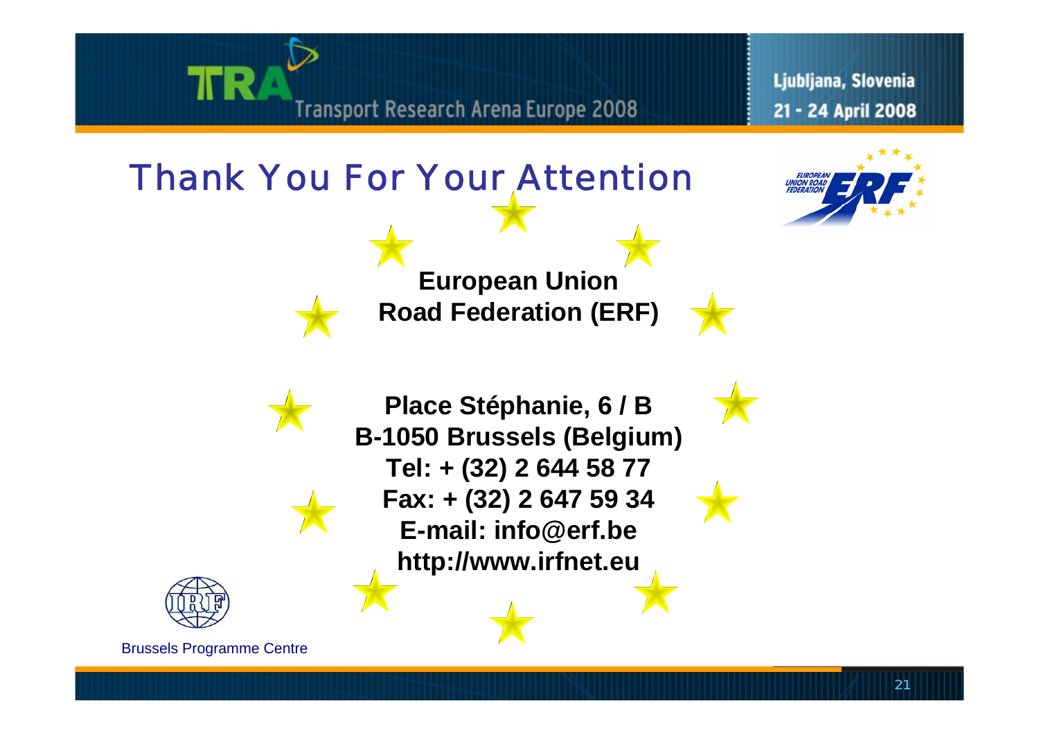# Thank You For Your Attention

**European Union**
**Road Federation (ERF)**

**Place Stéphanie, 6 / B**
**B-1050 Brussels (Belgium)**
**Tel: + (32) 2 644 58 77**
**Fax: + (32) 2 647 59 34**
**E-mail: info@erf.be**
**http://www.irfnet.eu**

Brussels Programme Centre